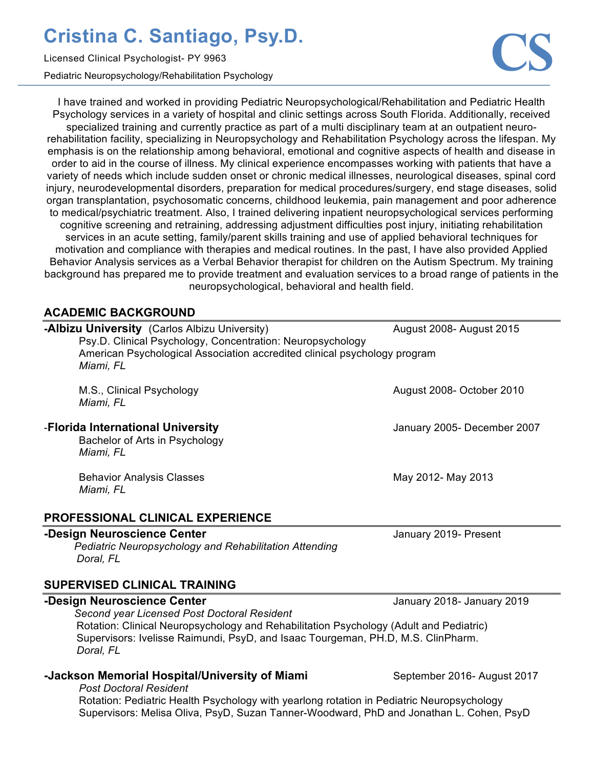# Cristina C. Santiago, Psy.D.

Licensed Clinical Psychologist- PY 9963

Pediatric Neuropsychology/Rehabilitation Psychology

CS

I have trained and worked in providing Pediatric Neuropsychological/Rehabilitation and Pediatric Health Psychology services in a variety of hospital and clinic settings across South Florida. Additionally, received specialized training and currently practice as part of a multi disciplinary team at an outpatient neuro-rehabilitation facility, specializing in Neuropsychology and Rehabilitation Psychology across the lifespan. My emphasis is on the relationship among behavioral, emotional and cognitive aspects of health and disease in order to aid in the course of illness. My clinical experience encompasses working with patients that have a variety of needs which include sudden onset or chronic medical illnesses, neurological diseases, spinal cord injury, neurodevelopmental disorders, preparation for medical procedures/surgery, end stage diseases, solid organ transplantation, psychosomatic concerns, childhood leukemia, pain management and poor adherence to medical/psychiatric treatment. Also, I trained delivering inpatient neuropsychological services performing cognitive screening and retraining, addressing adjustment difficulties post injury, initiating rehabilitation services in an acute setting, family/parent skills training and use of applied behavioral techniques for motivation and compliance with therapies and medical routines. In the past, I have also provided Applied Behavior Analysis services as a Verbal Behavior therapist for children on the Autism Spectrum. My training background has prepared me to provide treatment and evaluation services to a broad range of patients in the neuropsychological, behavioral and health field.

## ACADEMIC BACKGROUND

**-Albizu University** (Carlos Albizu University) — August 2008- August 2015
Psy.D. Clinical Psychology, Concentration: Neuropsychology
American Psychological Association accredited clinical psychology program
*Miami, FL*

M.S., Clinical Psychology — August 2008- October 2010
*Miami, FL*

-**Florida International University** — January 2005- December 2007
Bachelor of Arts in Psychology
*Miami, FL*

Behavior Analysis Classes — May 2012- May 2013
*Miami, FL*

## PROFESSIONAL CLINICAL EXPERIENCE

**-Design Neuroscience Center** — January 2019- Present
*Pediatric Neuropsychology and Rehabilitation Attending*
*Doral, FL*

## SUPERVISED CLINICAL TRAINING

**-Design Neuroscience Center** — January 2018- January 2019
*Second year Licensed Post Doctoral Resident*
Rotation: Clinical Neuropsychology and Rehabilitation Psychology (Adult and Pediatric)
Supervisors: Ivelisse Raimundi, PsyD, and Isaac Tourgeman, PH.D, M.S. ClinPharm.
*Doral, FL*

**-Jackson Memorial Hospital/University of Miami** — September 2016- August 2017
*Post Doctoral Resident*
Rotation: Pediatric Health Psychology with yearlong rotation in Pediatric Neuropsychology
Supervisors: Melisa Oliva, PsyD, Suzan Tanner-Woodward, PhD and Jonathan L. Cohen, PsyD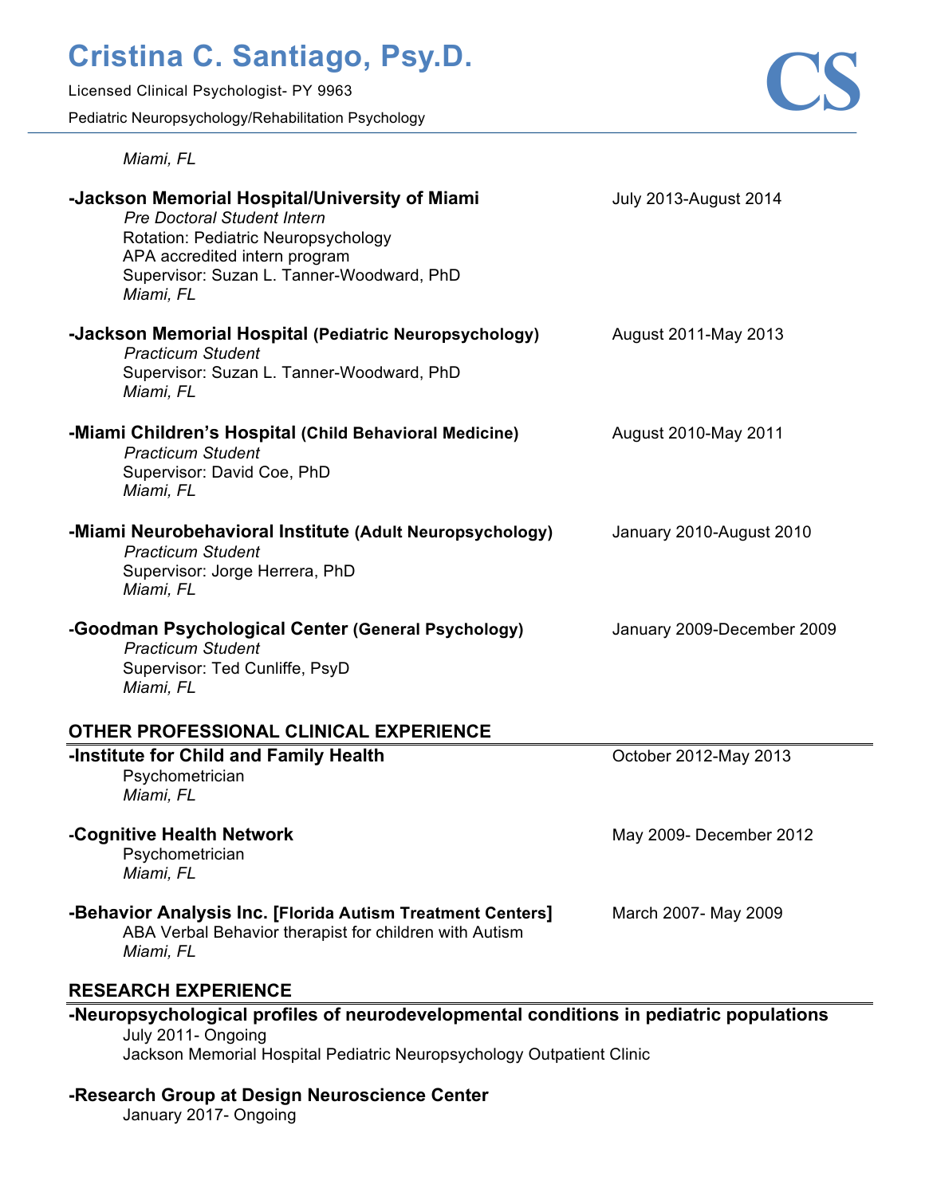*Miami, FL*

**-Jackson Memorial Hospital/University of Miami** — July 2013-August 2014
*Pre Doctoral Student Intern*
Rotation: Pediatric Neuropsychology
APA accredited intern program
Supervisor: Suzan L. Tanner-Woodward, PhD
*Miami, FL*

**-Jackson Memorial Hospital (Pediatric Neuropsychology)** — August 2011-May 2013
*Practicum Student*
Supervisor: Suzan L. Tanner-Woodward, PhD
*Miami, FL*

**-Miami Children's Hospital (Child Behavioral Medicine)** — August 2010-May 2011
*Practicum Student*
Supervisor: David Coe, PhD
*Miami, FL*

**-Miami Neurobehavioral Institute (Adult Neuropsychology)** — January 2010-August 2010
*Practicum Student*
Supervisor: Jorge Herrera, PhD
*Miami, FL*

**-Goodman Psychological Center (General Psychology)** — January 2009-December 2009
*Practicum Student*
Supervisor: Ted Cunliffe, PsyD
*Miami, FL*

## OTHER PROFESSIONAL CLINICAL EXPERIENCE

**-Institute for Child and Family Health** — October 2012-May 2013
Psychometrician
*Miami, FL*

**-Cognitive Health Network** — May 2009- December 2012
Psychometrician
*Miami, FL*

**-Behavior Analysis Inc. [Florida Autism Treatment Centers]** — March 2007- May 2009
ABA Verbal Behavior therapist for children with Autism
*Miami, FL*

## RESEARCH EXPERIENCE

**-Neuropsychological profiles of neurodevelopmental conditions in pediatric populations**
July 2011- Ongoing
Jackson Memorial Hospital Pediatric Neuropsychology Outpatient Clinic

**-Research Group at Design Neuroscience Center**
January 2017- Ongoing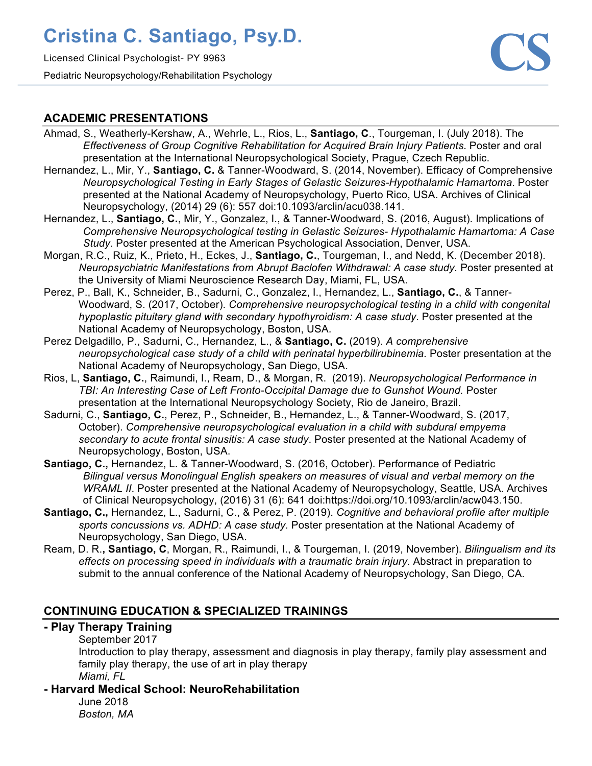# Cristina C. Santiago, Psy.D.

Licensed Clinical Psychologist- PY 9963

Pediatric Neuropsychology/Rehabilitation Psychology

CS

## ACADEMIC PRESENTATIONS

Ahmad, S., Weatherly-Kershaw, A., Wehrle, L., Rios, L., **Santiago, C**., Tourgeman, I. (July 2018). The *Effectiveness of Group Cognitive Rehabilitation for Acquired Brain Injury Patients*. Poster and oral presentation at the International Neuropsychological Society, Prague, Czech Republic.

Hernandez, L., Mir, Y., **Santiago, C.** & Tanner-Woodward, S. (2014, November). Efficacy of Comprehensive *Neuropsychological Testing in Early Stages of Gelastic Seizures-Hypothalamic Hamartoma*. Poster presented at the National Academy of Neuropsychology, Puerto Rico, USA. Archives of Clinical Neuropsychology, (2014) 29 (6): 557 doi:10.1093/arclin/acu038.141.

Hernandez, L., **Santiago, C.**, Mir, Y., Gonzalez, I., & Tanner-Woodward, S. (2016, August). Implications of *Comprehensive Neuropsychological testing in Gelastic Seizures- Hypothalamic Hamartoma: A Case Study*. Poster presented at the American Psychological Association, Denver, USA.

Morgan, R.C., Ruiz, K., Prieto, H., Eckes, J., **Santiago, C.**, Tourgeman, I., and Nedd, K. (December 2018). *Neuropsychiatric Manifestations from Abrupt Baclofen Withdrawal: A case study*. Poster presented at the University of Miami Neuroscience Research Day, Miami, FL, USA.

Perez, P., Ball, K., Schneider, B., Sadurni, C., Gonzalez, I., Hernandez, L., **Santiago, C.**, & Tanner-Woodward, S. (2017, October). *Comprehensive neuropsychological testing in a child with congenital hypoplastic pituitary gland with secondary hypothyroidism: A case study*. Poster presented at the National Academy of Neuropsychology, Boston, USA.

Perez Delgadillo, P., Sadurni, C., Hernandez, L., & **Santiago, C.** (2019). *A comprehensive neuropsychological case study of a child with perinatal hyperbilirubinemia*. Poster presentation at the National Academy of Neuropsychology, San Diego, USA.

Rios, L, **Santiago, C.**, Raimundi, I., Ream, D., & Morgan, R. (2019). *Neuropsychological Performance in TBI: An Interesting Case of Left Fronto-Occipital Damage due to Gunshot Wound.* Poster presentation at the International Neuropsychology Society, Rio de Janeiro, Brazil.

Sadurni, C., **Santiago, C.**, Perez, P., Schneider, B., Hernandez, L., & Tanner-Woodward, S. (2017, October). *Comprehensive neuropsychological evaluation in a child with subdural empyema secondary to acute frontal sinusitis: A case study*. Poster presented at the National Academy of Neuropsychology, Boston, USA.

**Santiago, C.,** Hernandez, L. & Tanner-Woodward, S. (2016, October). Performance of Pediatric *Bilingual versus Monolingual English speakers on measures of visual and verbal memory on the WRAML II*. Poster presented at the National Academy of Neuropsychology, Seattle, USA. Archives of Clinical Neuropsychology, (2016) 31 (6): 641 doi:https://doi.org/10.1093/arclin/acw043.150.

**Santiago, C.,** Hernandez, L., Sadurni, C., & Perez, P. (2019). *Cognitive and behavioral profile after multiple sports concussions vs. ADHD: A case study.* Poster presentation at the National Academy of Neuropsychology, San Diego, USA.

Ream, D. R.**, Santiago, C**, Morgan, R., Raimundi, I., & Tourgeman, I. (2019, November). *Bilingualism and its effects on processing speed in individuals with a traumatic brain injury.* Abstract in preparation to submit to the annual conference of the National Academy of Neuropsychology, San Diego, CA.

## CONTINUING EDUCATION & SPECIALIZED TRAININGS

**- Play Therapy Training**

September 2017

Introduction to play therapy, assessment and diagnosis in play therapy, family play assessment and family play therapy, the use of art in play therapy

*Miami, FL*

**- Harvard Medical School: NeuroRehabilitation**

June 2018

*Boston, MA*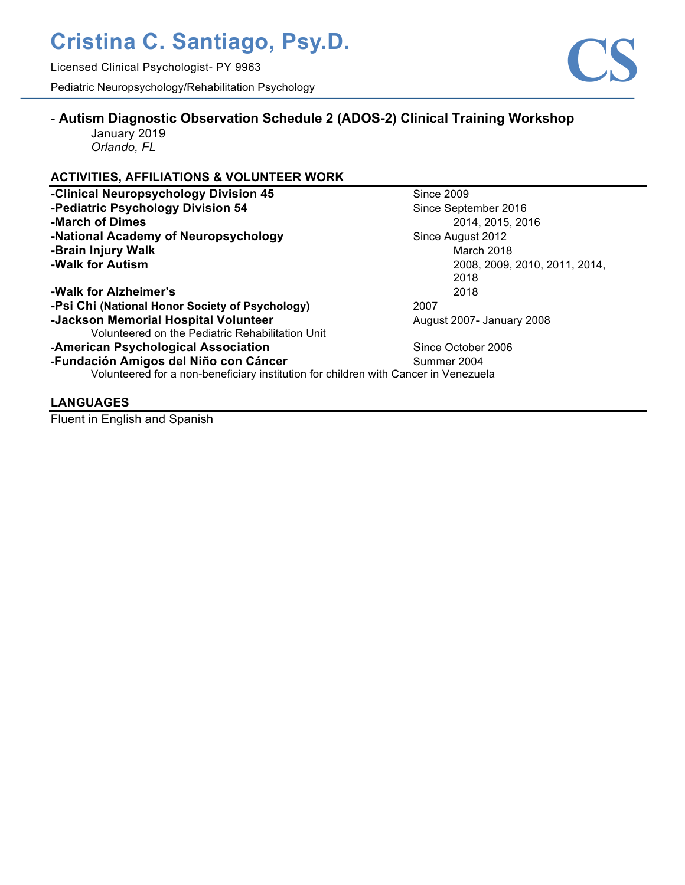- **Autism Diagnostic Observation Schedule 2 (ADOS-2) Clinical Training Workshop**
  January 2019
  *Orlando, FL*

## ACTIVITIES, AFFILIATIONS & VOLUNTEER WORK

| | |
|---|---|
| **-Clinical Neuropsychology Division 45** | Since 2009 |
| **-Pediatric Psychology Division 54** | Since September 2016 |
| **-March of Dimes** | 2014, 2015, 2016 |
| **-National Academy of Neuropsychology** | Since August 2012 |
| **-Brain Injury Walk** | March 2018 |
| **-Walk for Autism** | 2008, 2009, 2010, 2011, 2014, 2018 |
| **-Walk for Alzheimer's** | 2018 |
| **-Psi Chi (National Honor Society of Psychology)** | 2007 |
| **-Jackson Memorial Hospital Volunteer**<br>Volunteered on the Pediatric Rehabilitation Unit | August 2007- January 2008 |
| **-American Psychological Association** | Since October 2006 |
| **-Fundación Amigos del Niño con Cáncer**<br>Volunteered for a non-beneficiary institution for children with Cancer in Venezuela | Summer 2004 |

## LANGUAGES

Fluent in English and Spanish